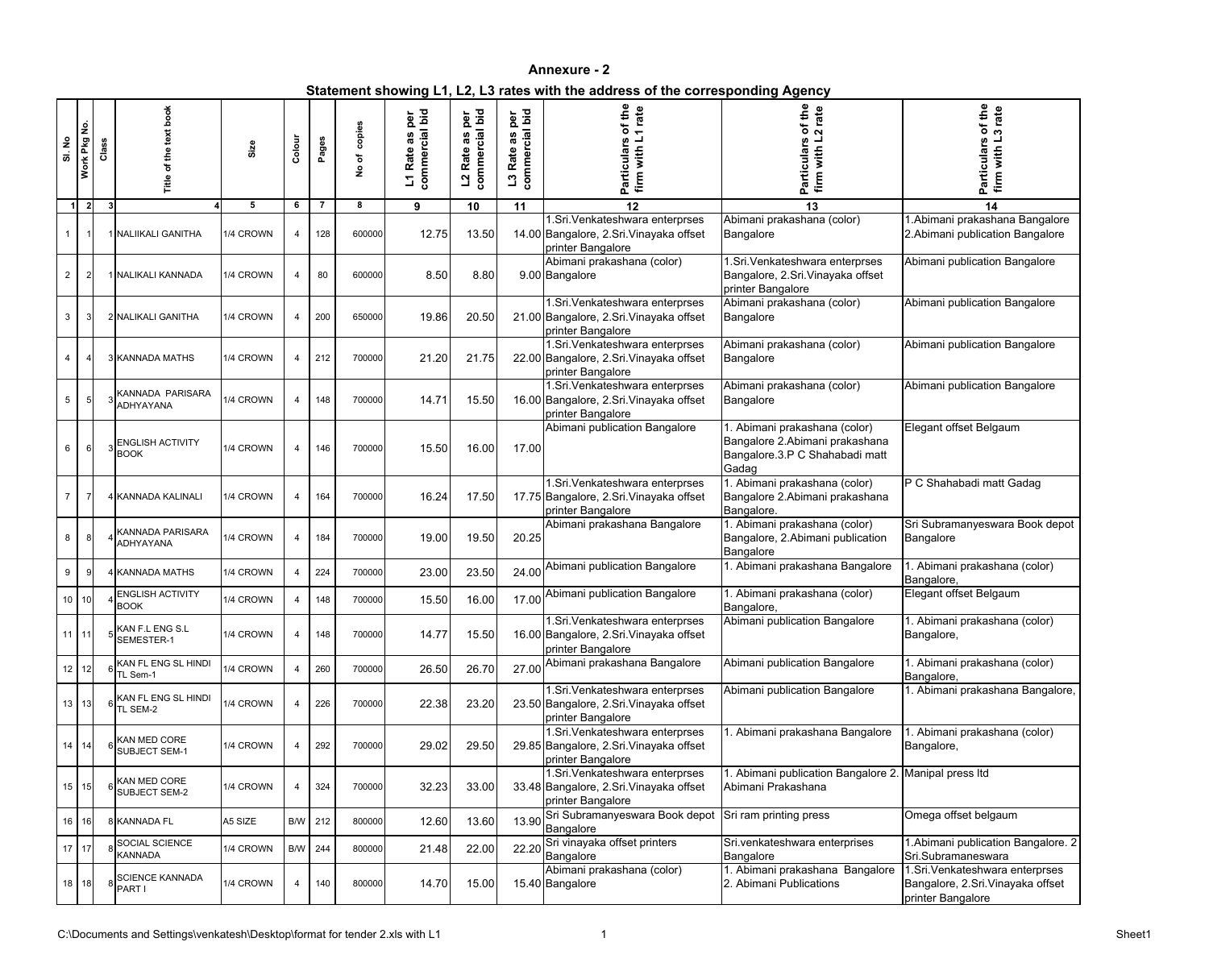## Annexure - 2

### Statement showing L1, L2, L3 rates with the address of the corresponding Agency

| Sl. No | Work Pkg No. | Class | Title of the text book | Size | Colour | Pages | No of copies | L1 Rate as per commercial bid | L2 Rate as per commercial bid | L3 Rate as per commercial bid | Particulars of the firm with L1 rate | Particulars of the firm with L2 rate | Particulars of the firm with L3 rate |
|---|---|---|---|---|---|---|---|---|---|---|---|---|---|
| 1 | 2 | 3 | 4 | 5 | 6 | 7 | 8 | 9 | 10 | 11 | 12 | 13 | 14 |
| 1 | 1 | 1 | NALIIKALI GANITHA | 1/4 CROWN | 4 | 128 | 600000 | 12.75 | 13.50 | 14.00 | 1.Sri.Venkateshwara enterprses Bangalore, 2.Sri.Vinayaka offset printer Bangalore | Abimani prakashana (color) Bangalore | 1.Abimani prakashana Bangalore 2.Abimani publication Bangalore |
| 2 | 2 | 1 | NALIKALI KANNADA | 1/4 CROWN | 4 | 80 | 600000 | 8.50 | 8.80 | 9.00 | Abimani prakashana (color) Bangalore | 1.Sri.Venkateshwara enterprses Bangalore, 2.Sri.Vinayaka offset printer Bangalore | Abimani publication Bangalore |
| 3 | 3 | 2 | NALIKALI GANITHA | 1/4 CROWN | 4 | 200 | 650000 | 19.86 | 20.50 | 21.00 | 1.Sri.Venkateshwara enterprses Bangalore, 2.Sri.Vinayaka offset printer Bangalore | Abimani prakashana (color) Bangalore | Abimani publication Bangalore |
| 4 | 4 | 3 | KANNADA MATHS | 1/4 CROWN | 4 | 212 | 700000 | 21.20 | 21.75 | 22.00 | 1.Sri.Venkateshwara enterprses Bangalore, 2.Sri.Vinayaka offset printer Bangalore | Abimani prakashana (color) Bangalore | Abimani publication Bangalore |
| 5 | 5 | 3 | KANNADA PARISARA ADHYAYANA | 1/4 CROWN | 4 | 148 | 700000 | 14.71 | 15.50 | 16.00 | 1.Sri.Venkateshwara enterprses Bangalore, 2.Sri.Vinayaka offset printer Bangalore | Abimani prakashana (color) Bangalore | Abimani publication Bangalore |
| 6 | 6 | 3 | ENGLISH ACTIVITY BOOK | 1/4 CROWN | 4 | 146 | 700000 | 15.50 | 16.00 | 17.00 | Abimani publication Bangalore | 1. Abimani prakashana (color) Bangalore 2.Abimani prakashana Bangalore.3.P C Shahabadi matt Gadag | Elegant offset Belgaum |
| 7 | 7 | 4 | KANNADA KALINALI | 1/4 CROWN | 4 | 164 | 700000 | 16.24 | 17.50 | 17.75 | 1.Sri.Venkateshwara enterprses Bangalore, 2.Sri.Vinayaka offset printer Bangalore | 1. Abimani prakashana (color) Bangalore 2.Abimani prakashana Bangalore. | P C Shahabadi matt Gadag |
| 8 | 8 | 4 | KANNADA PARISARA ADHYAYANA | 1/4 CROWN | 4 | 184 | 700000 | 19.00 | 19.50 | 20.25 | Abimani prakashana Bangalore | 1. Abimani prakashana (color) Bangalore, 2.Abimani publication Bangalore | Sri Subramanyeswara Book depot Bangalore |
| 9 | 9 | 4 | KANNADA MATHS | 1/4 CROWN | 4 | 224 | 700000 | 23.00 | 23.50 | 24.00 | Abimani publication Bangalore | 1. Abimani prakashana Bangalore | 1. Abimani prakashana (color) Bangalore, |
| 10 | 10 | 4 | ENGLISH ACTIVITY BOOK | 1/4 CROWN | 4 | 148 | 700000 | 15.50 | 16.00 | 17.00 | Abimani publication Bangalore | 1. Abimani prakashana (color) Bangalore, | Elegant offset Belgaum |
| 11 | 11 | 5 | KAN F.L ENG S.L SEMESTER-1 | 1/4 CROWN | 4 | 148 | 700000 | 14.77 | 15.50 | 16.00 | 1.Sri.Venkateshwara enterprses Bangalore, 2.Sri.Vinayaka offset printer Bangalore | Abimani publication Bangalore | 1. Abimani prakashana (color) Bangalore, |
| 12 | 12 | 6 | KAN FL ENG SL HINDI TL Sem-1 | 1/4 CROWN | 4 | 260 | 700000 | 26.50 | 26.70 | 27.00 | Abimani prakashana Bangalore | Abimani publication Bangalore | 1. Abimani prakashana (color) Bangalore, |
| 13 | 13 | 6 | KAN FL ENG SL HINDI TL SEM-2 | 1/4 CROWN | 4 | 226 | 700000 | 22.38 | 23.20 | 23.50 | 1.Sri.Venkateshwara enterprses Bangalore, 2.Sri.Vinayaka offset printer Bangalore | Abimani publication Bangalore | 1. Abimani prakashana Bangalore, |
| 14 | 14 | 6 | KAN MED CORE SUBJECT SEM-1 | 1/4 CROWN | 4 | 292 | 700000 | 29.02 | 29.50 | 29.85 | 1.Sri.Venkateshwara enterprses Bangalore, 2.Sri.Vinayaka offset printer Bangalore | 1. Abimani prakashana Bangalore | 1. Abimani prakashana (color) Bangalore, |
| 15 | 15 | 6 | KAN MED CORE SUBJECT SEM-2 | 1/4 CROWN | 4 | 324 | 700000 | 32.23 | 33.00 | 33.48 | 1.Sri.Venkateshwara enterprses Bangalore, 2.Sri.Vinayaka offset printer Bangalore | 1. Abimani publication Bangalore 2. Abimani Prakashana | Manipal press ltd |
| 16 | 16 | 8 | KANNADA FL | A5 SIZE | B/W | 212 | 800000 | 12.60 | 13.60 | 13.90 | Sri Subramanyeswara Book depot Bangalore | Sri ram printing press | Omega offset belgaum |
| 17 | 17 | 8 | SOCIAL SCIENCE KANNADA | 1/4 CROWN | B/W | 244 | 800000 | 21.48 | 22.00 | 22.20 | Sri vinayaka offset printers Bangalore | Sri.venkateshwara enterprises Bangalore | 1.Abimani publication Bangalore. 2 Sri.Subramaneswara |
| 18 | 18 | 8 | SCIENCE KANNADA PART I | 1/4 CROWN | 4 | 140 | 800000 | 14.70 | 15.00 | 15.40 | Abimani prakashana (color) Bangalore | 1. Abimani prakashana Bangalore 2. Abimani Publications | 1.Sri.Venkateshwara enterprses Bangalore, 2.Sri.Vinayaka offset printer Bangalore |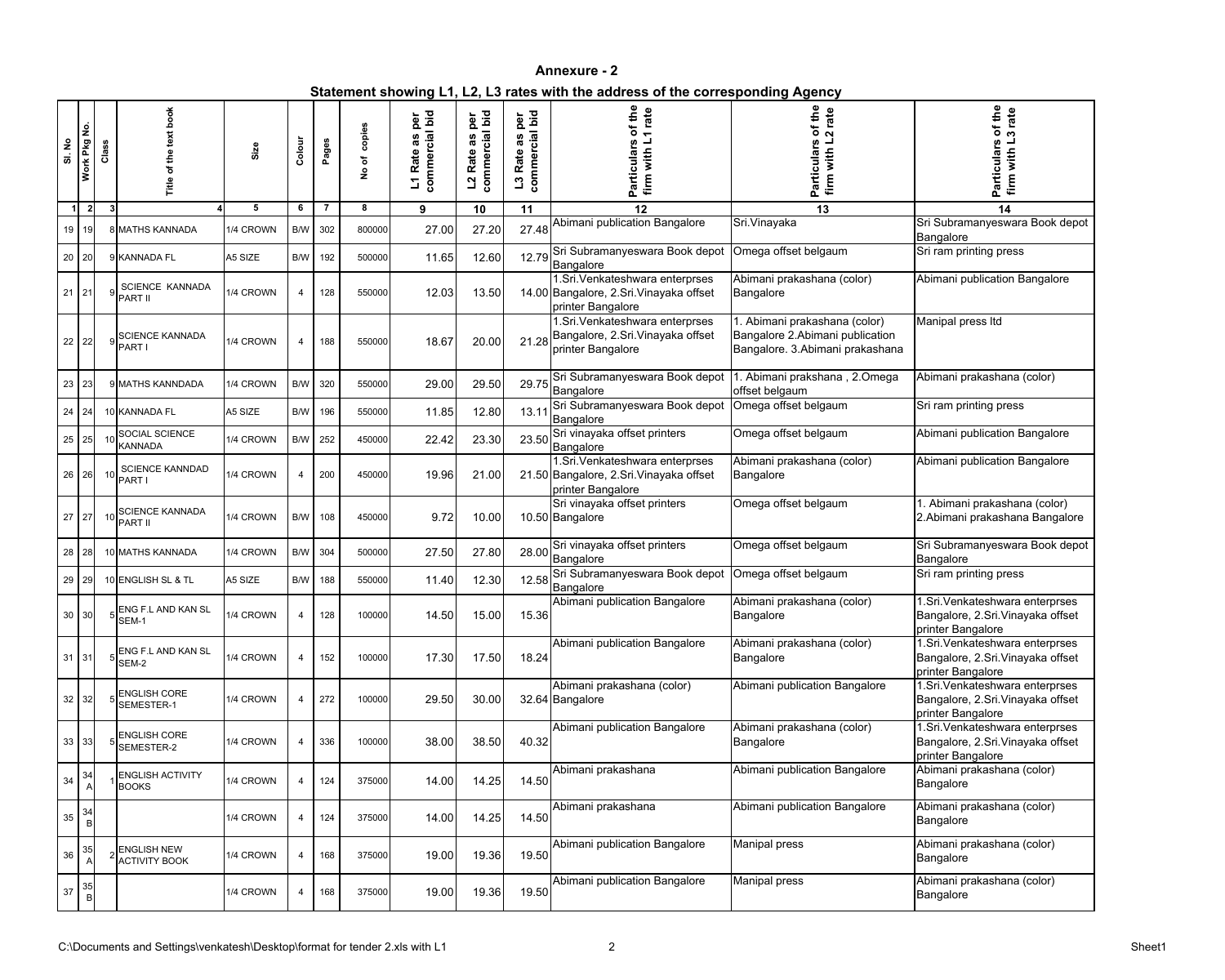**Annexure - 2**

**Statement showing L1, L2, L3 rates with the address of the corresponding Agency**

| Sl. No | Work Pkg No. | Class | Title of the text book | Size | Colour | Pages | No of copies | L1 Rate as per commercial bid | L2 Rate as per commercial bid | L3 Rate as per commercial bid | Particulars of the firm with L1 rate | Particulars of the firm with L2 rate | Particulars of the firm with L3 rate |
|---|---|---|---|---|---|---|---|---|---|---|---|---|---|
| 1 | 2 | 3 | 4 | 5 | 6 | 7 | 8 | 9 | 10 | 11 | 12 | 13 | 14 |
| 19 | 19 | 8 | MATHS KANNADA | 1/4 CROWN | B/W | 302 | 800000 | 27.00 | 27.20 | 27.48 | Abimani publication Bangalore | Sri.Vinayaka | Sri Subramanyeswara Book depot Bangalore |
| 20 | 20 | 9 | KANNADA FL | A5 SIZE | B/W | 192 | 500000 | 11.65 | 12.60 | 12.79 | Sri Subramanyeswara Book depot Bangalore | Omega offset belgaum | Sri ram printing press |
| 21 | 21 | 9 | SCIENCE KANNADA PART II | 1/4 CROWN | 4 | 128 | 550000 | 12.03 | 13.50 | 14.00 | 1.Sri.Venkateshwara enterprses Bangalore, 2.Sri.Vinayaka offset printer Bangalore | Abimani prakashana (color) Bangalore | Abimani publication Bangalore |
| 22 | 22 | 9 | SCIENCE KANNADA PART I | 1/4 CROWN | 4 | 188 | 550000 | 18.67 | 20.00 | 21.28 | 1.Sri.Venkateshwara enterprses Bangalore, 2.Sri.Vinayaka offset printer Bangalore | 1. Abimani prakashana (color) Bangalore 2.Abimani publication Bangalore. 3.Abimani prakashana | Manipal press ltd |
| 23 | 23 | 9 | MATHS KANNDADA | 1/4 CROWN | B/W | 320 | 550000 | 29.00 | 29.50 | 29.75 | Sri Subramanyeswara Book depot Bangalore | 1. Abimani prakshana , 2.Omega offset belgaum | Abimani prakashana (color) |
| 24 | 24 | 10 | KANNADA FL | A5 SIZE | B/W | 196 | 550000 | 11.85 | 12.80 | 13.11 | Sri Subramanyeswara Book depot Bangalore | Omega offset belgaum | Sri ram printing press |
| 25 | 25 | 10 | SOCIAL SCIENCE KANNADA | 1/4 CROWN | B/W | 252 | 450000 | 22.42 | 23.30 | 23.50 | Sri vinayaka offset printers Bangalore | Omega offset belgaum | Abimani publication Bangalore |
| 26 | 26 | 10 | SCIENCE KANNDAD PART I | 1/4 CROWN | 4 | 200 | 450000 | 19.96 | 21.00 | 21.50 | 1.Sri.Venkateshwara enterprses Bangalore, 2.Sri.Vinayaka offset printer Bangalore | Abimani prakashana (color) Bangalore | Abimani publication Bangalore |
| 27 | 27 | 10 | SCIENCE KANNADA PART II | 1/4 CROWN | B/W | 108 | 450000 | 9.72 | 10.00 | 10.50 | Sri vinayaka offset printers Bangalore | Omega offset belgaum | 1. Abimani prakashana (color) 2.Abimani prakashana Bangalore |
| 28 | 28 | 10 | MATHS KANNADA | 1/4 CROWN | B/W | 304 | 500000 | 27.50 | 27.80 | 28.00 | Sri vinayaka offset printers Bangalore | Omega offset belgaum | Sri Subramanyeswara Book depot Bangalore |
| 29 | 29 | 10 | ENGLISH SL & TL | A5 SIZE | B/W | 188 | 550000 | 11.40 | 12.30 | 12.58 | Sri Subramanyeswara Book depot Bangalore | Omega offset belgaum | Sri ram printing press |
| 30 | 30 | 5 | ENG F.L AND KAN SL SEM-1 | 1/4 CROWN | 4 | 128 | 100000 | 14.50 | 15.00 | 15.36 | Abimani publication Bangalore | Abimani prakashana (color) Bangalore | 1.Sri.Venkateshwara enterprses Bangalore, 2.Sri.Vinayaka offset printer Bangalore |
| 31 | 31 | 5 | ENG F.L AND KAN SL SEM-2 | 1/4 CROWN | 4 | 152 | 100000 | 17.30 | 17.50 | 18.24 | Abimani publication Bangalore | Abimani prakashana (color) Bangalore | 1.Sri.Venkateshwara enterprses Bangalore, 2.Sri.Vinayaka offset printer Bangalore |
| 32 | 32 | 5 | ENGLISH CORE SEMESTER-1 | 1/4 CROWN | 4 | 272 | 100000 | 29.50 | 30.00 | 32.64 | Abimani prakashana (color) Bangalore | Abimani publication Bangalore | 1.Sri.Venkateshwara enterprses Bangalore, 2.Sri.Vinayaka offset printer Bangalore |
| 33 | 33 | 5 | ENGLISH CORE SEMESTER-2 | 1/4 CROWN | 4 | 336 | 100000 | 38.00 | 38.50 | 40.32 | Abimani publication Bangalore | Abimani prakashana (color) Bangalore | 1.Sri.Venkateshwara enterprses Bangalore, 2.Sri.Vinayaka offset printer Bangalore |
| 34 | 34 A | 1 | ENGLISH ACTIVITY BOOKS | 1/4 CROWN | 4 | 124 | 375000 | 14.00 | 14.25 | 14.50 | Abimani prakashana | Abimani publication Bangalore | Abimani prakashana (color) Bangalore |
| 35 | 34 B | | | 1/4 CROWN | 4 | 124 | 375000 | 14.00 | 14.25 | 14.50 | Abimani prakashana | Abimani publication Bangalore | Abimani prakashana (color) Bangalore |
| 36 | 35 A | 2 | ENGLISH NEW ACTIVITY BOOK | 1/4 CROWN | 4 | 168 | 375000 | 19.00 | 19.36 | 19.50 | Abimani publication Bangalore | Manipal press | Abimani prakashana (color) Bangalore |
| 37 | 35 B | | | 1/4 CROWN | 4 | 168 | 375000 | 19.00 | 19.36 | 19.50 | Abimani publication Bangalore | Manipal press | Abimani prakashana (color) Bangalore |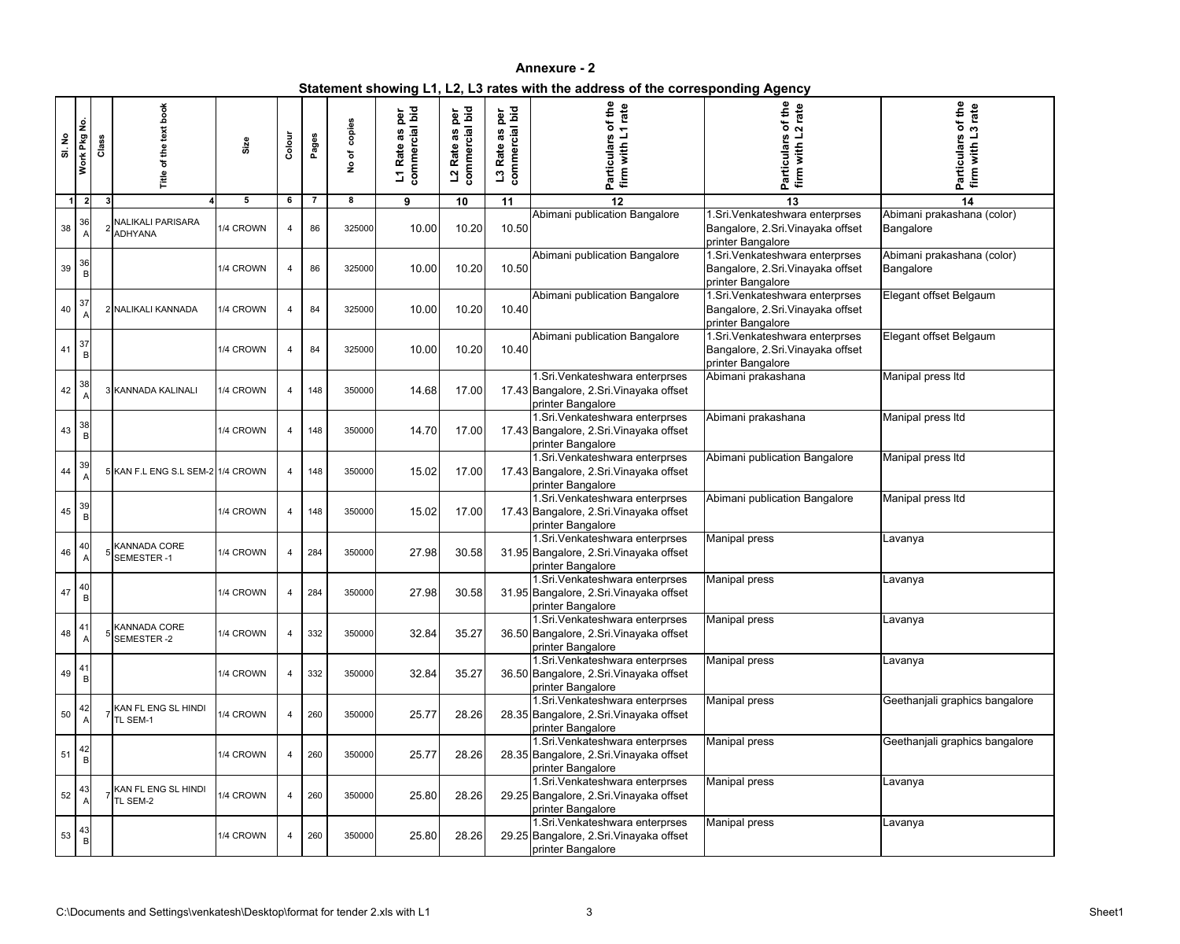# Annexure - 2

## Statement showing L1, L2, L3 rates with the address of the corresponding Agency

| Sl. No | Work Pkg No. | Class | Title of the text book | Size | Colour | Pages | No of copies | L1 Rate as per commercial bid | L2 Rate as per commercial bid | L3 Rate as per commercial bid | Particulars of the firm with L1 rate | Particulars of the firm with L2 rate | Particulars of the firm with L3 rate |
|---|---|---|---|---|---|---|---|---|---|---|---|---|---|
| 1 | 2 | 3 | 4 | 5 | 6 | 7 | 8 | 9 | 10 | 11 | 12 | 13 | 14 |
| 38 | 36 A | 2 | NALIKALI PARISARA ADHYANA | 1/4 CROWN | 4 | 86 | 325000 | 10.00 | 10.20 | 10.50 | Abimani publication Bangalore | 1.Sri.Venkateshwara enterprses Bangalore, 2.Sri.Vinayaka offset printer Bangalore | Abimani prakashana (color) Bangalore |
| 39 | 36 B | | | 1/4 CROWN | 4 | 86 | 325000 | 10.00 | 10.20 | 10.50 | Abimani publication Bangalore | 1.Sri.Venkateshwara enterprses Bangalore, 2.Sri.Vinayaka offset printer Bangalore | Abimani prakashana (color) Bangalore |
| 40 | 37 A | 2 | NALIKALI KANNADA | 1/4 CROWN | 4 | 84 | 325000 | 10.00 | 10.20 | 10.40 | Abimani publication Bangalore | 1.Sri.Venkateshwara enterprses Bangalore, 2.Sri.Vinayaka offset printer Bangalore | Elegant offset Belgaum |
| 41 | 37 B | | | 1/4 CROWN | 4 | 84 | 325000 | 10.00 | 10.20 | 10.40 | Abimani publication Bangalore | 1.Sri.Venkateshwara enterprses Bangalore, 2.Sri.Vinayaka offset printer Bangalore | Elegant offset Belgaum |
| 42 | 38 A | 3 | KANNADA KALINALI | 1/4 CROWN | 4 | 148 | 350000 | 14.68 | 17.00 | 17.43 | 1.Sri.Venkateshwara enterprses Bangalore, 2.Sri.Vinayaka offset printer Bangalore | Abimani prakashana | Manipal press ltd |
| 43 | 38 B | | | 1/4 CROWN | 4 | 148 | 350000 | 14.70 | 17.00 | 17.43 | 1.Sri.Venkateshwara enterprses Bangalore, 2.Sri.Vinayaka offset printer Bangalore | Abimani prakashana | Manipal press ltd |
| 44 | 39 A | 5 | KAN F.L ENG S.L SEM-2 | 1/4 CROWN | 4 | 148 | 350000 | 15.02 | 17.00 | 17.43 | 1.Sri.Venkateshwara enterprses Bangalore, 2.Sri.Vinayaka offset printer Bangalore | Abimani publication Bangalore | Manipal press ltd |
| 45 | 39 B | | | 1/4 CROWN | 4 | 148 | 350000 | 15.02 | 17.00 | 17.43 | 1.Sri.Venkateshwara enterprses Bangalore, 2.Sri.Vinayaka offset printer Bangalore | Abimani publication Bangalore | Manipal press ltd |
| 46 | 40 A | 5 | KANNADA CORE SEMESTER -1 | 1/4 CROWN | 4 | 284 | 350000 | 27.98 | 30.58 | 31.95 | 1.Sri.Venkateshwara enterprses Bangalore, 2.Sri.Vinayaka offset printer Bangalore | Manipal press | Lavanya |
| 47 | 40 B | | | 1/4 CROWN | 4 | 284 | 350000 | 27.98 | 30.58 | 31.95 | 1.Sri.Venkateshwara enterprses Bangalore, 2.Sri.Vinayaka offset printer Bangalore | Manipal press | Lavanya |
| 48 | 41 A | 5 | KANNADA CORE SEMESTER -2 | 1/4 CROWN | 4 | 332 | 350000 | 32.84 | 35.27 | 36.50 | 1.Sri.Venkateshwara enterprses Bangalore, 2.Sri.Vinayaka offset printer Bangalore | Manipal press | Lavanya |
| 49 | 41 B | | | 1/4 CROWN | 4 | 332 | 350000 | 32.84 | 35.27 | 36.50 | 1.Sri.Venkateshwara enterprses Bangalore, 2.Sri.Vinayaka offset printer Bangalore | Manipal press | Lavanya |
| 50 | 42 A | 7 | KAN FL ENG SL HINDI TL SEM-1 | 1/4 CROWN | 4 | 260 | 350000 | 25.77 | 28.26 | 28.35 | 1.Sri.Venkateshwara enterprses Bangalore, 2.Sri.Vinayaka offset printer Bangalore | Manipal press | Geethanjali graphics bangalore |
| 51 | 42 B | | | 1/4 CROWN | 4 | 260 | 350000 | 25.77 | 28.26 | 28.35 | 1.Sri.Venkateshwara enterprses Bangalore, 2.Sri.Vinayaka offset printer Bangalore | Manipal press | Geethanjali graphics bangalore |
| 52 | 43 A | 7 | KAN FL ENG SL HINDI TL SEM-2 | 1/4 CROWN | 4 | 260 | 350000 | 25.80 | 28.26 | 29.25 | 1.Sri.Venkateshwara enterprses Bangalore, 2.Sri.Vinayaka offset printer Bangalore | Manipal press | Lavanya |
| 53 | 43 B | | | 1/4 CROWN | 4 | 260 | 350000 | 25.80 | 28.26 | 29.25 | 1.Sri.Venkateshwara enterprses Bangalore, 2.Sri.Vinayaka offset printer Bangalore | Manipal press | Lavanya |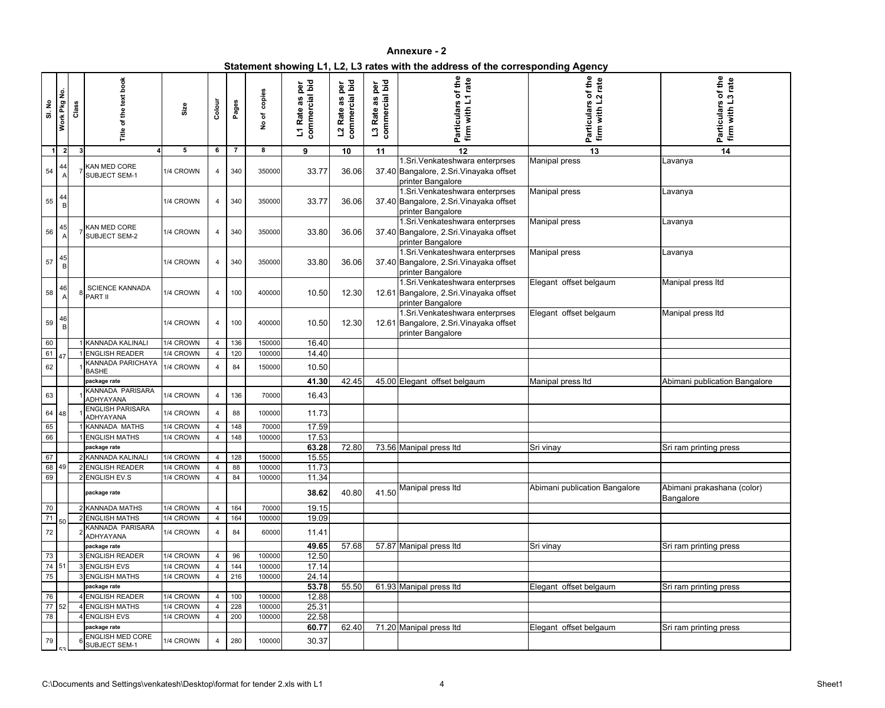**Annexure - 2**

**Statement showing L1, L2, L3 rates with the address of the corresponding Agency**

| Sl. No | Work Pkg No. | Class | Title of the text book | Size | Colour | Pages | No of copies | L1 Rate as per commercial bid | L2 Rate as per commercial bid | L3 Rate as per commercial bid | Particulars of the firm with L1 rate | Particulars of the firm with L2 rate | Particulars of the firm with L3 rate |
|---|---|---|---|---|---|---|---|---|---|---|---|---|---|
| 1 | 2 | 3 | 4 | 5 | 6 | 7 | 8 | 9 | 10 | 11 | 12 | 13 | 14 |
| 54 | 44 A | 7 | KAN MED CORE SUBJECT SEM-1 | 1/4 CROWN | 4 | 340 | 350000 | 33.77 | 36.06 | 37.40 | 1.Sri.Venkateshwara enterprses Bangalore, 2.Sri.Vinayaka offset printer Bangalore | Manipal press | Lavanya |
| 55 | 44 B | | | 1/4 CROWN | 4 | 340 | 350000 | 33.77 | 36.06 | 37.40 | 1.Sri.Venkateshwara enterprses Bangalore, 2.Sri.Vinayaka offset printer Bangalore | Manipal press | Lavanya |
| 56 | 45 A | 7 | KAN MED CORE SUBJECT SEM-2 | 1/4 CROWN | 4 | 340 | 350000 | 33.80 | 36.06 | 37.40 | 1.Sri.Venkateshwara enterprses Bangalore, 2.Sri.Vinayaka offset printer Bangalore | Manipal press | Lavanya |
| 57 | 45 B | | | 1/4 CROWN | 4 | 340 | 350000 | 33.80 | 36.06 | 37.40 | 1.Sri.Venkateshwara enterprses Bangalore, 2.Sri.Vinayaka offset printer Bangalore | Manipal press | Lavanya |
| 58 | 46 A | 8 | SCIENCE KANNADA PART II | 1/4 CROWN | 4 | 100 | 400000 | 10.50 | 12.30 | 12.61 | 1.Sri.Venkateshwara enterprses Bangalore, 2.Sri.Vinayaka offset printer Bangalore | Elegant offset belgaum | Manipal press ltd |
| 59 | 46 B | | | 1/4 CROWN | 4 | 100 | 400000 | 10.50 | 12.30 | 12.61 | 1.Sri.Venkateshwara enterprses Bangalore, 2.Sri.Vinayaka offset printer Bangalore | Elegant offset belgaum | Manipal press ltd |
| 60 | 47 | 1 | KANNADA KALINALI | 1/4 CROWN | 4 | 136 | 150000 | 16.40 | | | | | |
| 61 | | 1 | ENGLISH READER | 1/4 CROWN | 4 | 120 | 100000 | 14.40 | | | | | |
| 62 | | 1 | KANNADA PARICHAYA BASHE | 1/4 CROWN | 4 | 84 | 150000 | 10.50 | | | | | |
| | | | package rate | | | | | 41.30 | 42.45 | 45.00 | Elegant offset belgaum | Manipal press ltd | Abimani publication Bangalore |
| 63 | 48 | 1 | KANNADA PARISARA ADHYAYANA | 1/4 CROWN | 4 | 136 | 70000 | 16.43 | | | | | |
| 64 | | 1 | ENGLISH PARISARA ADHYAYANA | 1/4 CROWN | 4 | 88 | 100000 | 11.73 | | | | | |
| 65 | | 1 | KANNADA MATHS | 1/4 CROWN | 4 | 148 | 70000 | 17.59 | | | | | |
| 66 | | 1 | ENGLISH MATHS | 1/4 CROWN | 4 | 148 | 100000 | 17.53 | | | | | |
| | | | package rate | | | | | 63.28 | 72.80 | 73.56 | Manipal press ltd | Sri vinay | Sri ram printing press |
| 67 | 49 | 2 | KANNADA KALINALI | 1/4 CROWN | 4 | 128 | 150000 | 15.55 | | | | | |
| 68 | | 2 | ENGLISH READER | 1/4 CROWN | 4 | 88 | 100000 | 11.73 | | | | | |
| 69 | | 2 | ENGLISH EV.S | 1/4 CROWN | 4 | 84 | 100000 | 11.34 | | | | | |
| | | | package rate | | | | | 38.62 | 40.80 | 41.50 | Manipal press ltd | Abimani publication Bangalore | Abimani prakashana (color) Bangalore |
| 70 | 50 | 2 | KANNADA MATHS | 1/4 CROWN | 4 | 164 | 70000 | 19.15 | | | | | |
| 71 | | 2 | ENGLISH MATHS | 1/4 CROWN | 4 | 164 | 100000 | 19.09 | | | | | |
| 72 | | 2 | KANNADA PARISARA ADHYAYANA | 1/4 CROWN | 4 | 84 | 60000 | 11.41 | | | | | |
| | | | package rate | | | | | 49.65 | 57.68 | 57.87 | Manipal press ltd | Sri vinay | Sri ram printing press |
| 73 | 51 | 3 | ENGLISH READER | 1/4 CROWN | 4 | 96 | 100000 | 12.50 | | | | | |
| 74 | | 3 | ENGLISH EVS | 1/4 CROWN | 4 | 144 | 100000 | 17.14 | | | | | |
| 75 | | 3 | ENGLISH MATHS | 1/4 CROWN | 4 | 216 | 100000 | 24.14 | | | | | |
| | | | package rate | | | | | 53.78 | 55.50 | 61.93 | Manipal press ltd | Elegant offset belgaum | Sri ram printing press |
| 76 | 52 | 4 | ENGLISH READER | 1/4 CROWN | 4 | 100 | 100000 | 12.88 | | | | | |
| 77 | | 4 | ENGLISH MATHS | 1/4 CROWN | 4 | 228 | 100000 | 25.31 | | | | | |
| 78 | | 4 | ENGLISH EVS | 1/4 CROWN | 4 | 200 | 100000 | 22.58 | | | | | |
| | | | package rate | | | | | 60.77 | 62.40 | 71.20 | Manipal press ltd | Elegant offset belgaum | Sri ram printing press |
| 79 | 53 | 6 | ENGLISH MED CORE SUBJECT SEM-1 | 1/4 CROWN | 4 | 280 | 100000 | 30.37 | | | | | |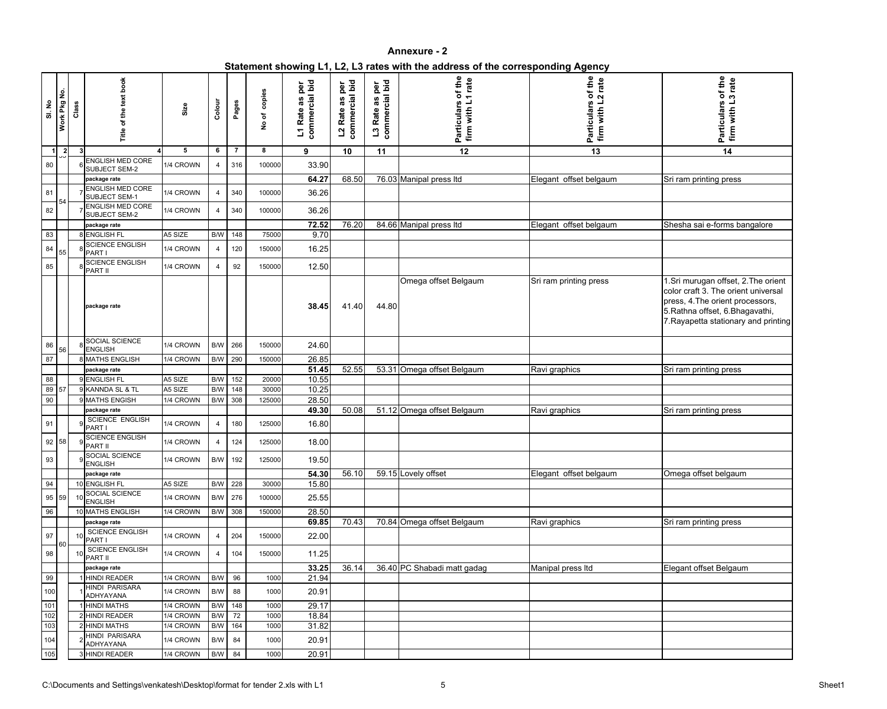## Annexure - 2

### Statement showing L1, L2, L3 rates with the address of the corresponding Agency

| Sl. No | Work Pkg No. | Class | Title of the text book | Size | Colour | Pages | No of copies | L1 Rate as per commercial bid | L2 Rate as per commercial bid | L3 Rate as per commercial bid | Particulars of the firm with L1 rate | Particulars of the firm with L2 rate | Particulars of the firm with L3 rate |
|---|---|---|---|---|---|---|---|---|---|---|---|---|---|
| 1 | 2 | 3 | 4 | 5 | 6 | 7 | 8 | 9 | 10 | 11 | 12 | 13 | 14 |
| 80 | | 6 | ENGLISH MED CORE SUBJECT SEM-2 | 1/4 CROWN | 4 | 316 | 100000 | 33.90 | | | | | |
| | | | package rate | | | | | 64.27 | 68.50 | 76.03 | Manipal press ltd | Elegant offset belgaum | Sri ram printing press |
| 81 | 54 | 7 | ENGLISH MED CORE SUBJECT SEM-1 | 1/4 CROWN | 4 | 340 | 100000 | 36.26 | | | | | |
| 82 | | 7 | ENGLISH MED CORE SUBJECT SEM-2 | 1/4 CROWN | 4 | 340 | 100000 | 36.26 | | | | | |
| | | | package rate | | | | | 72.52 | 76.20 | 84.66 | Manipal press ltd | Elegant offset belgaum | Shesha sai e-forms bangalore |
| 83 | | 8 | ENGLISH FL | A5 SIZE | B/W | 148 | 75000 | 9.70 | | | | | |
| 84 | 55 | 8 | SCIENCE ENGLISH PART I | 1/4 CROWN | 4 | 120 | 150000 | 16.25 | | | | | |
| 85 | | 8 | SCIENCE ENGLISH PART II | 1/4 CROWN | 4 | 92 | 150000 | 12.50 | | | | | |
| | | | package rate | | | | | 38.45 | 41.40 | 44.80 | Omega offset Belgaum | Sri ram printing press | 1.Sri murugan offset, 2.The orient color craft 3. The orient universal press, 4.The orient processors, 5.Rathna offset, 6.Bhagavathi, 7.Rayapetta stationary and printing |
| 86 | 56 | 8 | SOCIAL SCIENCE ENGLISH | 1/4 CROWN | B/W | 266 | 150000 | 24.60 | | | | | |
| 87 | | 8 | MATHS ENGLISH | 1/4 CROWN | B/W | 290 | 150000 | 26.85 | | | | | |
| | | | package rate | | | | | 51.45 | 52.55 | 53.31 | Omega offset Belgaum | Ravi graphics | Sri ram printing press |
| 88 | | 9 | ENGLISH FL | A5 SIZE | B/W | 152 | 20000 | 10.55 | | | | | |
| 89 | 57 | 9 | KANNDA SL & TL | A5 SIZE | B/W | 148 | 30000 | 10.25 | | | | | |
| 90 | | 9 | MATHS ENGISH | 1/4 CROWN | B/W | 308 | 125000 | 28.50 | | | | | |
| | | | package rate | | | | | 49.30 | 50.08 | 51.12 | Omega offset Belgaum | Ravi graphics | Sri ram printing press |
| 91 | | 9 | SCIENCE ENGLISH PART I | 1/4 CROWN | 4 | 180 | 125000 | 16.80 | | | | | |
| 92 | 58 | 9 | SCIENCE ENGLISH PART II | 1/4 CROWN | 4 | 124 | 125000 | 18.00 | | | | | |
| 93 | | 9 | SOCIAL SCIENCE ENGLISH | 1/4 CROWN | B/W | 192 | 125000 | 19.50 | | | | | |
| | | | package rate | | | | | 54.30 | 56.10 | 59.15 | Lovely offset | Elegant offset belgaum | Omega offset belgaum |
| 94 | | 10 | ENGLISH FL | A5 SIZE | B/W | 228 | 30000 | 15.80 | | | | | |
| 95 | 59 | 10 | SOCIAL SCIENCE ENGLISH | 1/4 CROWN | B/W | 276 | 100000 | 25.55 | | | | | |
| 96 | | 10 | MATHS ENGLISH | 1/4 CROWN | B/W | 308 | 150000 | 28.50 | | | | | |
| | | | package rate | | | | | 69.85 | 70.43 | 70.84 | Omega offset Belgaum | Ravi graphics | Sri ram printing press |
| 97 | 60 | 10 | SCIENCE ENGLISH PART I | 1/4 CROWN | 4 | 204 | 150000 | 22.00 | | | | | |
| 98 | | 10 | SCIENCE ENGLISH PART II | 1/4 CROWN | 4 | 104 | 150000 | 11.25 | | | | | |
| | | | package rate | | | | | 33.25 | 36.14 | 36.40 | PC Shabadi matt gadag | Manipal press ltd | Elegant offset Belgaum |
| 99 | | 1 | HINDI READER | 1/4 CROWN | B/W | 96 | 1000 | 21.94 | | | | | |
| 100 | | 1 | HINDI PARISARA ADHYAYANA | 1/4 CROWN | B/W | 88 | 1000 | 20.91 | | | | | |
| 101 | | 1 | HINDI MATHS | 1/4 CROWN | B/W | 148 | 1000 | 29.17 | | | | | |
| 102 | | 2 | HINDI READER | 1/4 CROWN | B/W | 72 | 1000 | 18.84 | | | | | |
| 103 | | 2 | HINDI MATHS | 1/4 CROWN | B/W | 164 | 1000 | 31.82 | | | | | |
| 104 | | 2 | HINDI PARISARA ADHYAYANA | 1/4 CROWN | B/W | 84 | 1000 | 20.91 | | | | | |
| 105 | | 3 | HINDI READER | 1/4 CROWN | B/W | 84 | 1000 | 20.91 | | | | | |

C:\Documents and Settings\venkatesh\Desktop\format for tender 2.xls with L1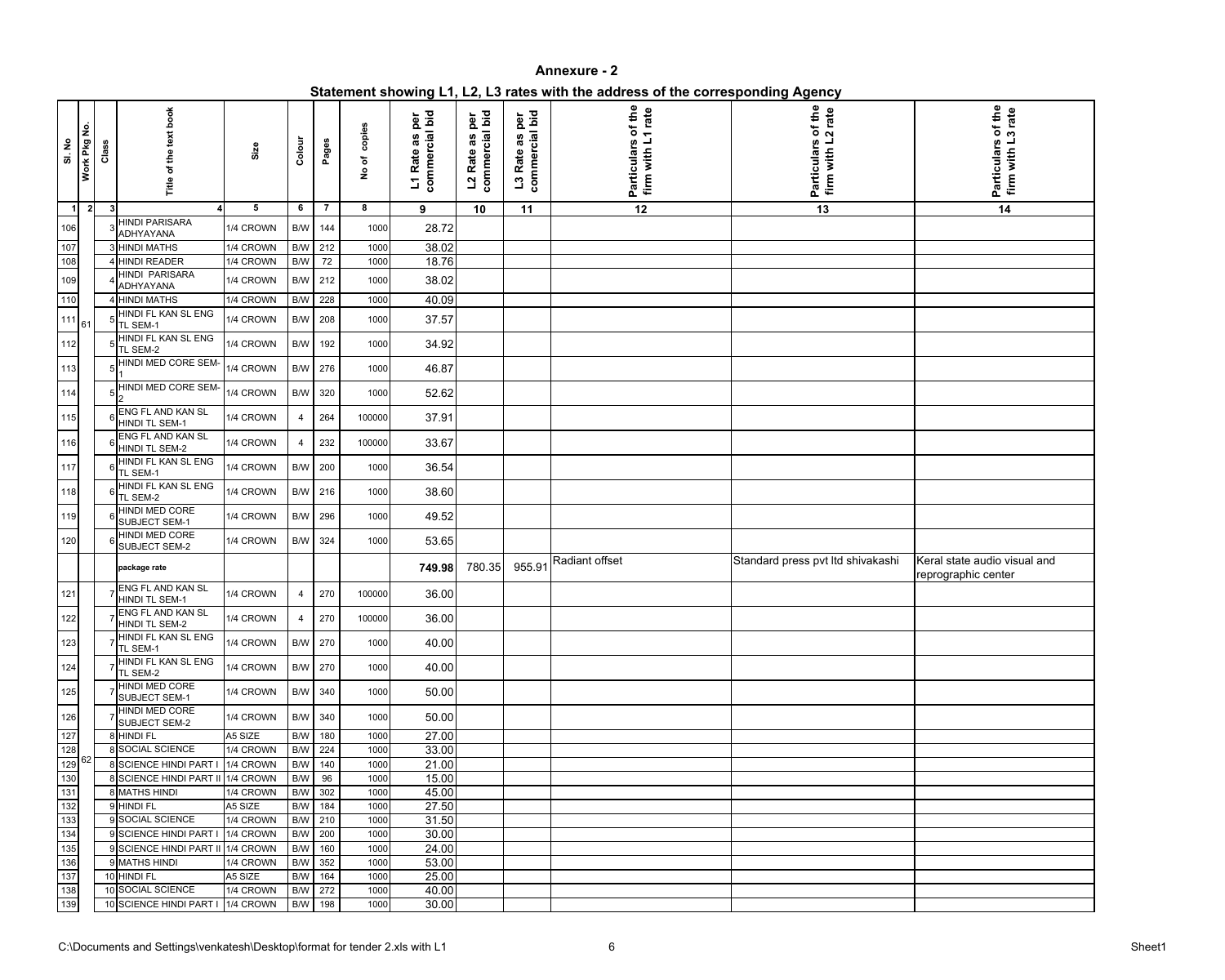# Annexure - 2

## Statement showing L1, L2, L3 rates with the address of the corresponding Agency

| Sl. No | Work Pkg No. | Class | Title of the text book | Size | Colour | Pages | No of copies | L1 Rate as per commercial bid | L2 Rate as per commercial bid | L3 Rate as per commercial bid | Particulars of the firm with L1 rate | Particulars of the firm with L2 rate | Particulars of the firm with L3 rate |
|---|---|---|---|---|---|---|---|---|---|---|---|---|---|
| 1 | 2 | 3 | 4 | 5 | 6 | 7 | 8 | 9 | 10 | 11 | 12 | 13 | 14 |
| 106 | 61 | 3 | HINDI PARISARA ADHYAYANA | 1/4 CROWN | B/W | 144 | 1000 | 28.72 | | | | | |
| 107 | | 3 | HINDI MATHS | 1/4 CROWN | B/W | 212 | 1000 | 38.02 | | | | | |
| 108 | | 4 | HINDI READER | 1/4 CROWN | B/W | 72 | 1000 | 18.76 | | | | | |
| 109 | | 4 | HINDI PARISARA ADHYAYANA | 1/4 CROWN | B/W | 212 | 1000 | 38.02 | | | | | |
| 110 | | 4 | HINDI MATHS | 1/4 CROWN | B/W | 228 | 1000 | 40.09 | | | | | |
| 111 | | 5 | HINDI FL KAN SL ENG TL SEM-1 | 1/4 CROWN | B/W | 208 | 1000 | 37.57 | | | | | |
| 112 | | 5 | HINDI FL KAN SL ENG TL SEM-2 | 1/4 CROWN | B/W | 192 | 1000 | 34.92 | | | | | |
| 113 | | 5 | HINDI MED CORE SEM-1 | 1/4 CROWN | B/W | 276 | 1000 | 46.87 | | | | | |
| 114 | | 5 | HINDI MED CORE SEM-2 | 1/4 CROWN | B/W | 320 | 1000 | 52.62 | | | | | |
| 115 | | 6 | ENG FL AND KAN SL HINDI TL SEM-1 | 1/4 CROWN | 4 | 264 | 100000 | 37.91 | | | | | |
| 116 | | 6 | ENG FL AND KAN SL HINDI TL SEM-2 | 1/4 CROWN | 4 | 232 | 100000 | 33.67 | | | | | |
| 117 | | 6 | HINDI FL KAN SL ENG TL SEM-1 | 1/4 CROWN | B/W | 200 | 1000 | 36.54 | | | | | |
| 118 | | 6 | HINDI FL KAN SL ENG TL SEM-2 | 1/4 CROWN | B/W | 216 | 1000 | 38.60 | | | | | |
| 119 | | 6 | HINDI MED CORE SUBJECT SEM-1 | 1/4 CROWN | B/W | 296 | 1000 | 49.52 | | | | | |
| 120 | | 6 | HINDI MED CORE SUBJECT SEM-2 | 1/4 CROWN | B/W | 324 | 1000 | 53.65 | | | | | |
| | | | package rate | | | | | **749.98** | 780.35 | 955.91 | Radiant offset | Standard press pvt ltd shivakashi | Keral state audio visual and reprographic center |
| 121 | 62 | 7 | ENG FL AND KAN SL HINDI TL SEM-1 | 1/4 CROWN | 4 | 270 | 100000 | 36.00 | | | | | |
| 122 | | 7 | ENG FL AND KAN SL HINDI TL SEM-2 | 1/4 CROWN | 4 | 270 | 100000 | 36.00 | | | | | |
| 123 | | 7 | HINDI FL KAN SL ENG TL SEM-1 | 1/4 CROWN | B/W | 270 | 1000 | 40.00 | | | | | |
| 124 | | 7 | HINDI FL KAN SL ENG TL SEM-2 | 1/4 CROWN | B/W | 270 | 1000 | 40.00 | | | | | |
| 125 | | 7 | HINDI MED CORE SUBJECT SEM-1 | 1/4 CROWN | B/W | 340 | 1000 | 50.00 | | | | | |
| 126 | | 7 | HINDI MED CORE SUBJECT SEM-2 | 1/4 CROWN | B/W | 340 | 1000 | 50.00 | | | | | |
| 127 | | 8 | HINDI FL | A5 SIZE | B/W | 180 | 1000 | 27.00 | | | | | |
| 128 | | 8 | SOCIAL SCIENCE | 1/4 CROWN | B/W | 224 | 1000 | 33.00 | | | | | |
| 129 | | 8 | SCIENCE HINDI PART I | 1/4 CROWN | B/W | 140 | 1000 | 21.00 | | | | | |
| 130 | | 8 | SCIENCE HINDI PART II | 1/4 CROWN | B/W | 96 | 1000 | 15.00 | | | | | |
| 131 | | 8 | MATHS HINDI | 1/4 CROWN | B/W | 302 | 1000 | 45.00 | | | | | |
| 132 | | 9 | HINDI FL | A5 SIZE | B/W | 184 | 1000 | 27.50 | | | | | |
| 133 | | 9 | SOCIAL SCIENCE | 1/4 CROWN | B/W | 210 | 1000 | 31.50 | | | | | |
| 134 | | 9 | SCIENCE HINDI PART I | 1/4 CROWN | B/W | 200 | 1000 | 30.00 | | | | | |
| 135 | | 9 | SCIENCE HINDI PART II | 1/4 CROWN | B/W | 160 | 1000 | 24.00 | | | | | |
| 136 | | 9 | MATHS HINDI | 1/4 CROWN | B/W | 352 | 1000 | 53.00 | | | | | |
| 137 | | 10 | HINDI FL | A5 SIZE | B/W | 164 | 1000 | 25.00 | | | | | |
| 138 | | 10 | SOCIAL SCIENCE | 1/4 CROWN | B/W | 272 | 1000 | 40.00 | | | | | |
| 139 | | 10 | SCIENCE HINDI PART I | 1/4 CROWN | B/W | 198 | 1000 | 30.00 | | | | | |

C:\Documents and Settings\venkatesh\Desktop\format for tender 2.xls with L1 — Sheet1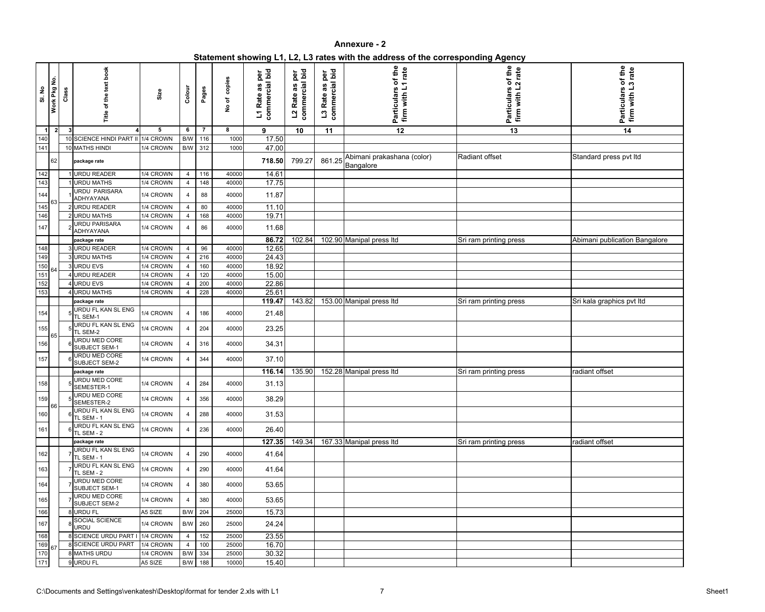# Annexure - 2

## Statement showing L1, L2, L3 rates with the address of the corresponding Agency

| Sl. No | Work Pkg No. | Class | Title of the text book | Size | Colour | Pages | No of copies | L1 Rate as per commercial bid | L2 Rate as per commercial bid | L3 Rate as per commercial bid | Particulars of the firm with L1 rate | Particulars of the firm with L2 rate | Particulars of the firm with L3 rate |
|---|---|---|---|---|---|---|---|---|---|---|---|---|---|
| 1 | 2 | 3 | 4 | 5 | 6 | 7 | 8 | 9 | 10 | 11 | 12 | 13 | 14 |
| 140 | | 10 | SCIENCE HINDI PART II | 1/4 CROWN | B/W | 116 | 1000 | 17.50 | | | | | |
| 141 | | 10 | MATHS HINDI | 1/4 CROWN | B/W | 312 | 1000 | 47.00 | | | | | |
| | 62 | | package rate | | | | | 718.50 | 799.27 | 861.25 | Abimani prakashana (color) Bangalore | Radiant offset | Standard press pvt ltd |
| 142 | 63 | 1 | URDU READER | 1/4 CROWN | 4 | 116 | 40000 | 14.61 | | | | | |
| 143 | | 1 | URDU MATHS | 1/4 CROWN | 4 | 148 | 40000 | 17.75 | | | | | |
| 144 | | 1 | URDU PARISARA ADHYAYANA | 1/4 CROWN | 4 | 88 | 40000 | 11.87 | | | | | |
| 145 | | 2 | URDU READER | 1/4 CROWN | 4 | 80 | 40000 | 11.10 | | | | | |
| 146 | | 2 | URDU MATHS | 1/4 CROWN | 4 | 168 | 40000 | 19.71 | | | | | |
| 147 | | 2 | URDU PARISARA ADHYAYANA | 1/4 CROWN | 4 | 86 | 40000 | 11.68 | | | | | |
| | | | package rate | | | | | 86.72 | 102.84 | 102.90 | Manipal press ltd | Sri ram printing press | Abimani publication Bangalore |
| 148 | 64 | 3 | URDU READER | 1/4 CROWN | 4 | 96 | 40000 | 12.65 | | | | | |
| 149 | | 3 | URDU MATHS | 1/4 CROWN | 4 | 216 | 40000 | 24.43 | | | | | |
| 150 | | 3 | URDU EVS | 1/4 CROWN | 4 | 160 | 40000 | 18.92 | | | | | |
| 151 | | 4 | URDU READER | 1/4 CROWN | 4 | 120 | 40000 | 15.00 | | | | | |
| 152 | | 4 | URDU EVS | 1/4 CROWN | 4 | 200 | 40000 | 22.86 | | | | | |
| 153 | | 4 | URDU MATHS | 1/4 CROWN | 4 | 228 | 40000 | 25.61 | | | | | |
| | | | package rate | | | | | 119.47 | 143.82 | 153.00 | Manipal press ltd | Sri ram printing press | Sri kala graphics pvt ltd |
| 154 | 65 | 5 | URDU FL KAN SL ENG TL SEM-1 | 1/4 CROWN | 4 | 186 | 40000 | 21.48 | | | | | |
| 155 | | 5 | URDU FL KAN SL ENG TL SEM-2 | 1/4 CROWN | 4 | 204 | 40000 | 23.25 | | | | | |
| 156 | | 6 | URDU MED CORE SUBJECT SEM-1 | 1/4 CROWN | 4 | 316 | 40000 | 34.31 | | | | | |
| 157 | | 6 | URDU MED CORE SUBJECT SEM-2 | 1/4 CROWN | 4 | 344 | 40000 | 37.10 | | | | | |
| | | | package rate | | | | | 116.14 | 135.90 | 152.28 | Manipal press ltd | Sri ram printing press | radiant offset |
| 158 | 66 | 5 | URDU MED CORE SEMESTER-1 | 1/4 CROWN | 4 | 284 | 40000 | 31.13 | | | | | |
| 159 | | 5 | URDU MED CORE SEMESTER-2 | 1/4 CROWN | 4 | 356 | 40000 | 38.29 | | | | | |
| 160 | | 6 | URDU FL KAN SL ENG TL SEM - 1 | 1/4 CROWN | 4 | 288 | 40000 | 31.53 | | | | | |
| 161 | | 6 | URDU FL KAN SL ENG TL SEM - 2 | 1/4 CROWN | 4 | 236 | 40000 | 26.40 | | | | | |
| | | | package rate | | | | | 127.35 | 149.34 | 167.33 | Manipal press ltd | Sri ram printing press | radiant offset |
| 162 | 67 | 7 | URDU FL KAN SL ENG TL SEM - 1 | 1/4 CROWN | 4 | 290 | 40000 | 41.64 | | | | | |
| 163 | | 7 | URDU FL KAN SL ENG TL SEM - 2 | 1/4 CROWN | 4 | 290 | 40000 | 41.64 | | | | | |
| 164 | | 7 | URDU MED CORE SUBJECT SEM-1 | 1/4 CROWN | 4 | 380 | 40000 | 53.65 | | | | | |
| 165 | | 7 | URDU MED CORE SUBJECT SEM-2 | 1/4 CROWN | 4 | 380 | 40000 | 53.65 | | | | | |
| 166 | | 8 | URDU FL | A5 SIZE | B/W | 204 | 25000 | 15.73 | | | | | |
| 167 | | 8 | SOCIAL SCIENCE URDU | 1/4 CROWN | B/W | 260 | 25000 | 24.24 | | | | | |
| 168 | | 8 | SCIENCE URDU PART I | 1/4 CROWN | 4 | 152 | 25000 | 23.55 | | | | | |
| 169 | | 8 | SCIENCE URDU PART | 1/4 CROWN | 4 | 100 | 25000 | 16.70 | | | | | |
| 170 | | 8 | MATHS URDU | 1/4 CROWN | B/W | 334 | 25000 | 30.32 | | | | | |
| 171 | | 9 | URDU FL | A5 SIZE | B/W | 188 | 10000 | 15.40 | | | | | |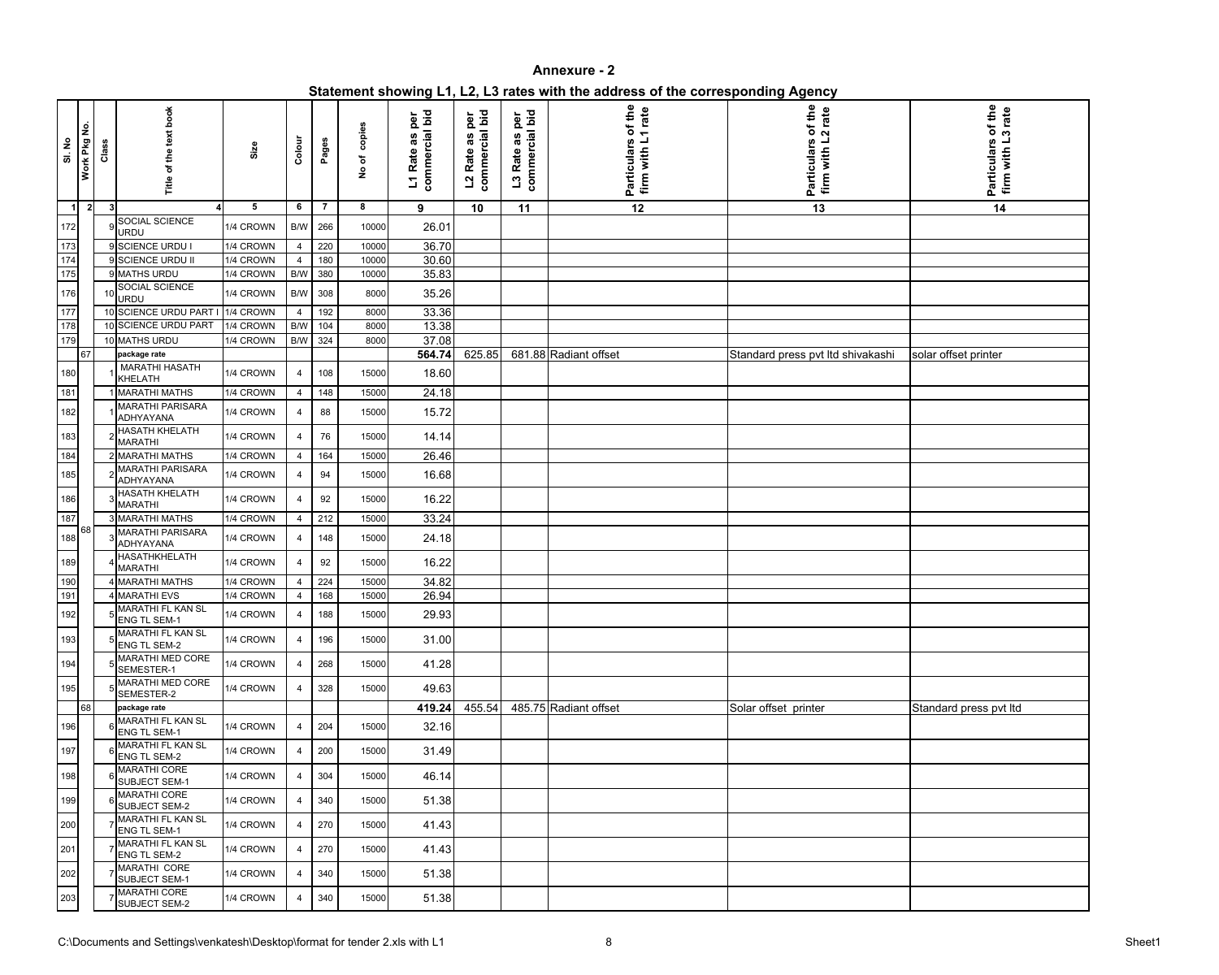# Annexure - 2

## Statement showing L1, L2, L3 rates with the address of the corresponding Agency

| Sl. No | Work Pkg No. | Class | Title of the text book | Size | Colour | Pages | No of copies | L1 Rate as per commercial bid | L2 Rate as per commercial bid | L3 Rate as per commercial bid | Particulars of the firm with L1 rate | Particulars of the firm with L2 rate | Particulars of the firm with L3 rate |
|---|---|---|---|---|---|---|---|---|---|---|---|---|---|
| 1 | 2 | 3 | 4 | 5 | 6 | 7 | 8 | 9 | 10 | 11 | 12 | 13 | 14 |
| 172 | | 9 | SOCIAL SCIENCE URDU | 1/4 CROWN | B/W | 266 | 10000 | 26.01 | | | | | |
| 173 | | 9 | SCIENCE URDU I | 1/4 CROWN | 4 | 220 | 10000 | 36.70 | | | | | |
| 174 | | 9 | SCIENCE URDU II | 1/4 CROWN | 4 | 180 | 10000 | 30.60 | | | | | |
| 175 | | 9 | MATHS URDU | 1/4 CROWN | B/W | 380 | 10000 | 35.83 | | | | | |
| 176 | | 10 | SOCIAL SCIENCE URDU | 1/4 CROWN | B/W | 308 | 8000 | 35.26 | | | | | |
| 177 | | 10 | SCIENCE URDU PART I | 1/4 CROWN | 4 | 192 | 8000 | 33.36 | | | | | |
| 178 | | 10 | SCIENCE URDU PART | 1/4 CROWN | B/W | 104 | 8000 | 13.38 | | | | | |
| 179 | | 10 | MATHS URDU | 1/4 CROWN | B/W | 324 | 8000 | 37.08 | | | | | |
| | 67 | | package rate | | | | | **564.74** | 625.85 | 681.88 | Radiant offset | Standard press pvt ltd shivakashi | solar offset printer |
| 180 | | 1 | MARATHI HASATH KHELATH | 1/4 CROWN | 4 | 108 | 15000 | 18.60 | | | | | |
| 181 | | 1 | MARATHI MATHS | 1/4 CROWN | 4 | 148 | 15000 | 24.18 | | | | | |
| 182 | | 1 | MARATHI PARISARA ADHYAYANA | 1/4 CROWN | 4 | 88 | 15000 | 15.72 | | | | | |
| 183 | | 2 | HASATH KHELATH MARATHI | 1/4 CROWN | 4 | 76 | 15000 | 14.14 | | | | | |
| 184 | | 2 | MARATHI MATHS | 1/4 CROWN | 4 | 164 | 15000 | 26.46 | | | | | |
| 185 | | 2 | MARATHI PARISARA ADHYAYANA | 1/4 CROWN | 4 | 94 | 15000 | 16.68 | | | | | |
| 186 | | 3 | HASATH KHELATH MARATHI | 1/4 CROWN | 4 | 92 | 15000 | 16.22 | | | | | |
| 187 | | 3 | MARATHI MATHS | 1/4 CROWN | 4 | 212 | 15000 | 33.24 | | | | | |
| 188 | 68 | 3 | MARATHI PARISARA ADHYAYANA | 1/4 CROWN | 4 | 148 | 15000 | 24.18 | | | | | |
| 189 | | 4 | HASATHKHELATH MARATHI | 1/4 CROWN | 4 | 92 | 15000 | 16.22 | | | | | |
| 190 | | 4 | MARATHI MATHS | 1/4 CROWN | 4 | 224 | 15000 | 34.82 | | | | | |
| 191 | | 4 | MARATHI EVS | 1/4 CROWN | 4 | 168 | 15000 | 26.94 | | | | | |
| 192 | | 5 | MARATHI FL KAN SL ENG TL SEM-1 | 1/4 CROWN | 4 | 188 | 15000 | 29.93 | | | | | |
| 193 | | 5 | MARATHI FL KAN SL ENG TL SEM-2 | 1/4 CROWN | 4 | 196 | 15000 | 31.00 | | | | | |
| 194 | | 5 | MARATHI MED CORE SEMESTER-1 | 1/4 CROWN | 4 | 268 | 15000 | 41.28 | | | | | |
| 195 | | 5 | MARATHI MED CORE SEMESTER-2 | 1/4 CROWN | 4 | 328 | 15000 | 49.63 | | | | | |
| | 68 | | package rate | | | | | **419.24** | 455.54 | 485.75 | Radiant offset | Solar offset printer | Standard press pvt ltd |
| 196 | | 6 | MARATHI FL KAN SL ENG TL SEM-1 | 1/4 CROWN | 4 | 204 | 15000 | 32.16 | | | | | |
| 197 | | 6 | MARATHI FL KAN SL ENG TL SEM-2 | 1/4 CROWN | 4 | 200 | 15000 | 31.49 | | | | | |
| 198 | | 6 | MARATHI CORE SUBJECT SEM-1 | 1/4 CROWN | 4 | 304 | 15000 | 46.14 | | | | | |
| 199 | | 6 | MARATHI CORE SUBJECT SEM-2 | 1/4 CROWN | 4 | 340 | 15000 | 51.38 | | | | | |
| 200 | | 7 | MARATHI FL KAN SL ENG TL SEM-1 | 1/4 CROWN | 4 | 270 | 15000 | 41.43 | | | | | |
| 201 | | 7 | MARATHI FL KAN SL ENG TL SEM-2 | 1/4 CROWN | 4 | 270 | 15000 | 41.43 | | | | | |
| 202 | | 7 | MARATHI CORE SUBJECT SEM-1 | 1/4 CROWN | 4 | 340 | 15000 | 51.38 | | | | | |
| 203 | | 7 | MARATHI CORE SUBJECT SEM-2 | 1/4 CROWN | 4 | 340 | 15000 | 51.38 | | | | | |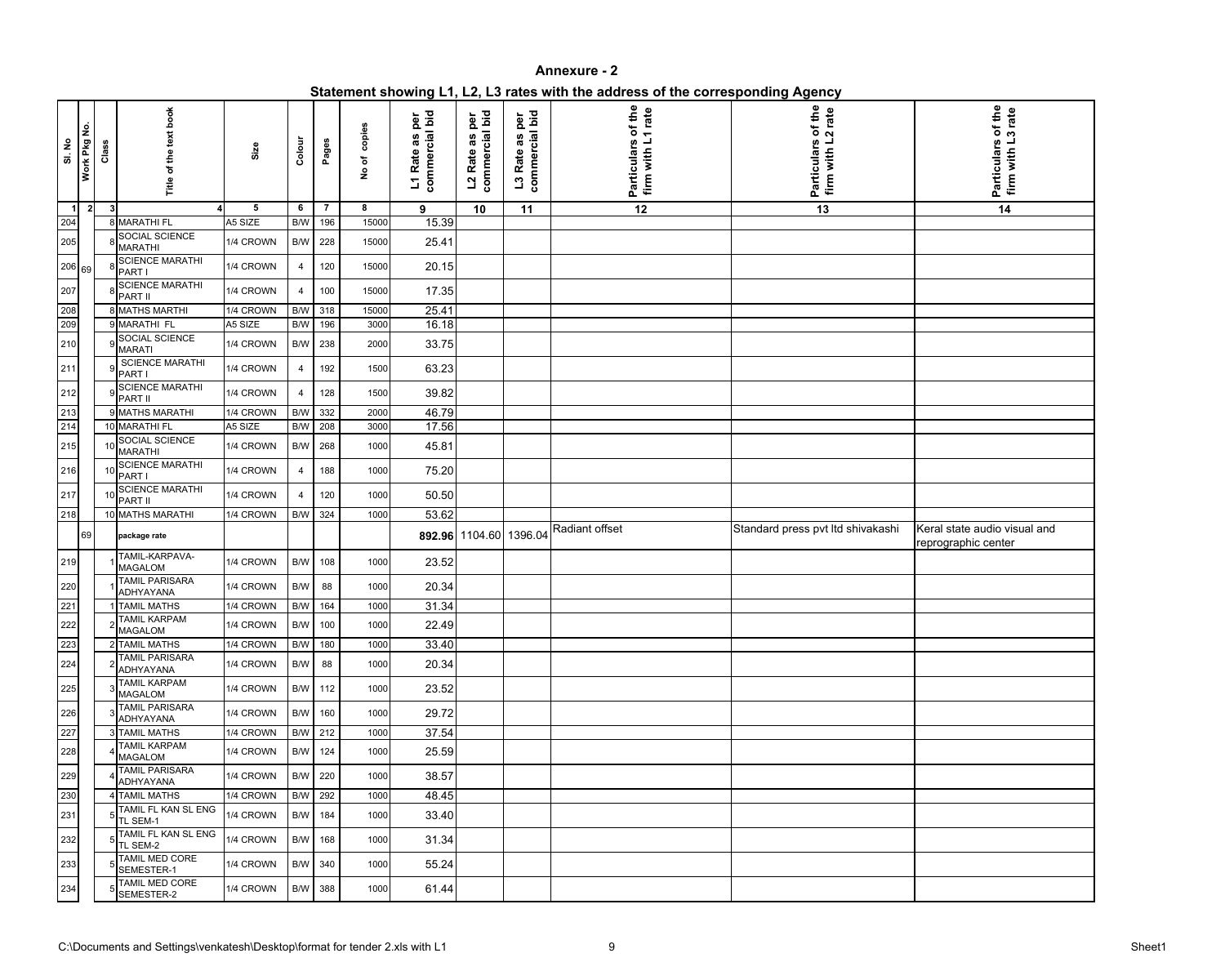# Annexure - 2

## Statement showing L1, L2, L3 rates with the address of the corresponding Agency

| Sl. No | Work Pkg No. | Class | Title of the text book | Size | Colour | Pages | No of copies | L1 Rate as per commercial bid | L2 Rate as per commercial bid | L3 Rate as per commercial bid | Particulars of the firm with L1 rate | Particulars of the firm with L2 rate | Particulars of the firm with L3 rate |
|---|---|---|---|---|---|---|---|---|---|---|---|---|---|
| 1 | 2 | 3 | 4 | 5 | 6 | 7 | 8 | 9 | 10 | 11 | 12 | 13 | 14 |
| 204 | | 8 | MARATHI FL | A5 SIZE | B/W | 196 | 15000 | 15.39 | | | | | |
| 205 | | 8 | SOCIAL SCIENCE MARATHI | 1/4 CROWN | B/W | 228 | 15000 | 25.41 | | | | | |
| 206 | 69 | 8 | SCIENCE MARATHI PART I | 1/4 CROWN | 4 | 120 | 15000 | 20.15 | | | | | |
| 207 | | 8 | SCIENCE MARATHI PART II | 1/4 CROWN | 4 | 100 | 15000 | 17.35 | | | | | |
| 208 | | 8 | MATHS MARTHI | 1/4 CROWN | B/W | 318 | 15000 | 25.41 | | | | | |
| 209 | | 9 | MARATHI FL | A5 SIZE | B/W | 196 | 3000 | 16.18 | | | | | |
| 210 | | 9 | SOCIAL SCIENCE MARATI | 1/4 CROWN | B/W | 238 | 2000 | 33.75 | | | | | |
| 211 | | 9 | SCIENCE MARATHI PART I | 1/4 CROWN | 4 | 192 | 1500 | 63.23 | | | | | |
| 212 | | 9 | SCIENCE MARATHI PART II | 1/4 CROWN | 4 | 128 | 1500 | 39.82 | | | | | |
| 213 | | 9 | MATHS MARATHI | 1/4 CROWN | B/W | 332 | 2000 | 46.79 | | | | | |
| 214 | | 10 | MARATHI FL | A5 SIZE | B/W | 208 | 3000 | 17.56 | | | | | |
| 215 | | 10 | SOCIAL SCIENCE MARATHI | 1/4 CROWN | B/W | 268 | 1000 | 45.81 | | | | | |
| 216 | | 10 | SCIENCE MARATHI PART I | 1/4 CROWN | 4 | 188 | 1000 | 75.20 | | | | | |
| 217 | | 10 | SCIENCE MARATHI PART II | 1/4 CROWN | 4 | 120 | 1000 | 50.50 | | | | | |
| 218 | | 10 | MATHS MARATHI | 1/4 CROWN | B/W | 324 | 1000 | 53.62 | | | | | |
| | 69 | | **package rate** | | | | | **892.96** | 1104.60 | 1396.04 | Radiant offset | Standard press pvt ltd shivakashi | Keral state audio visual and reprographic center |
| 219 | | 1 | TAMIL-KARPAVA-MAGALOM | 1/4 CROWN | B/W | 108 | 1000 | 23.52 | | | | | |
| 220 | | 1 | TAMIL PARISARA ADHYAYANA | 1/4 CROWN | B/W | 88 | 1000 | 20.34 | | | | | |
| 221 | | 1 | TAMIL MATHS | 1/4 CROWN | B/W | 164 | 1000 | 31.34 | | | | | |
| 222 | | 2 | TAMIL KARPAM MAGALOM | 1/4 CROWN | B/W | 100 | 1000 | 22.49 | | | | | |
| 223 | | 2 | TAMIL MATHS | 1/4 CROWN | B/W | 180 | 1000 | 33.40 | | | | | |
| 224 | | 2 | TAMIL PARISARA ADHYAYANA | 1/4 CROWN | B/W | 88 | 1000 | 20.34 | | | | | |
| 225 | | 3 | TAMIL KARPAM MAGALOM | 1/4 CROWN | B/W | 112 | 1000 | 23.52 | | | | | |
| 226 | | 3 | TAMIL PARISARA ADHYAYANA | 1/4 CROWN | B/W | 160 | 1000 | 29.72 | | | | | |
| 227 | | 3 | TAMIL MATHS | 1/4 CROWN | B/W | 212 | 1000 | 37.54 | | | | | |
| 228 | | 4 | TAMIL KARPAM MAGALOM | 1/4 CROWN | B/W | 124 | 1000 | 25.59 | | | | | |
| 229 | | 4 | TAMIL PARISARA ADHYAYANA | 1/4 CROWN | B/W | 220 | 1000 | 38.57 | | | | | |
| 230 | | 4 | TAMIL MATHS | 1/4 CROWN | B/W | 292 | 1000 | 48.45 | | | | | |
| 231 | | 5 | TAMIL FL KAN SL ENG TL SEM-1 | 1/4 CROWN | B/W | 184 | 1000 | 33.40 | | | | | |
| 232 | | 5 | TAMIL FL KAN SL ENG TL SEM-2 | 1/4 CROWN | B/W | 168 | 1000 | 31.34 | | | | | |
| 233 | | 5 | TAMIL MED CORE SEMESTER-1 | 1/4 CROWN | B/W | 340 | 1000 | 55.24 | | | | | |
| 234 | | 5 | TAMIL MED CORE SEMESTER-2 | 1/4 CROWN | B/W | 388 | 1000 | 61.44 | | | | | |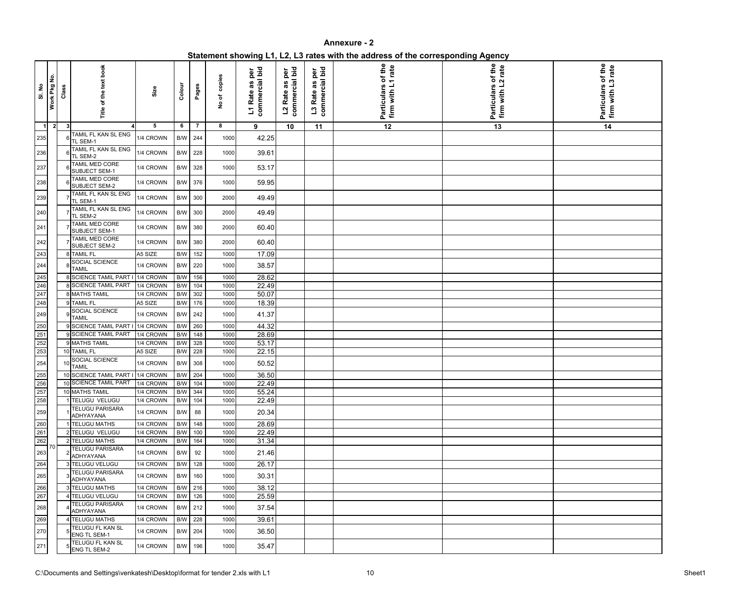# Annexure - 2

## Statement showing L1, L2, L3 rates with the address of the corresponding Agency

| Sl. No | Work Pkg No. | Class | Title of the text book | Size | Colour | Pages | No of copies | L1 Rate as per commercial bid | L2 Rate as per commercial bid | L3 Rate as per commercial bid | Particulars of the firm with L1 rate | Particulars of the firm with L2 rate | Particulars of the firm with L3 rate |
|---|---|---|---|---|---|---|---|---|---|---|---|---|---|
| 1 | 2 | 3 | 4 | 5 | 6 | 7 | 8 | 9 | 10 | 11 | 12 | 13 | 14 |
| 235 | | 6 | TAMIL FL KAN SL ENG TL SEM-1 | 1/4 CROWN | B/W | 244 | 1000 | 42.25 | | | | | |
| 236 | | 6 | TAMIL FL KAN SL ENG TL SEM-2 | 1/4 CROWN | B/W | 228 | 1000 | 39.61 | | | | | |
| 237 | | 6 | TAMIL MED CORE SUBJECT SEM-1 | 1/4 CROWN | B/W | 328 | 1000 | 53.17 | | | | | |
| 238 | | 6 | TAMIL MED CORE SUBJECT SEM-2 | 1/4 CROWN | B/W | 376 | 1000 | 59.95 | | | | | |
| 239 | | 7 | TAMIL FL KAN SL ENG TL SEM-1 | 1/4 CROWN | B/W | 300 | 2000 | 49.49 | | | | | |
| 240 | | 7 | TAMIL FL KAN SL ENG TL SEM-2 | 1/4 CROWN | B/W | 300 | 2000 | 49.49 | | | | | |
| 241 | | 7 | TAMIL MED CORE SUBJECT SEM-1 | 1/4 CROWN | B/W | 380 | 2000 | 60.40 | | | | | |
| 242 | | 7 | TAMIL MED CORE SUBJECT SEM-2 | 1/4 CROWN | B/W | 380 | 2000 | 60.40 | | | | | |
| 243 | | 8 | TAMIL FL | A5 SIZE | B/W | 152 | 1000 | 17.09 | | | | | |
| 244 | | 8 | SOCIAL SCIENCE TAMIL | 1/4 CROWN | B/W | 220 | 1000 | 38.57 | | | | | |
| 245 | | 8 | SCIENCE TAMIL PART I | 1/4 CROWN | B/W | 156 | 1000 | 28.62 | | | | | |
| 246 | | 8 | SCIENCE TAMIL PART | 1/4 CROWN | B/W | 104 | 1000 | 22.49 | | | | | |
| 247 | | 8 | MATHS TAMIL | 1/4 CROWN | B/W | 302 | 1000 | 50.07 | | | | | |
| 248 | | 9 | TAMIL FL | A5 SIZE | B/W | 176 | 1000 | 18.39 | | | | | |
| 249 | | 9 | SOCIAL SCIENCE TAMIL | 1/4 CROWN | B/W | 242 | 1000 | 41.37 | | | | | |
| 250 | | 9 | SCIENCE TAMIL PART I | 1/4 CROWN | B/W | 260 | 1000 | 44.32 | | | | | |
| 251 | | 9 | SCIENCE TAMIL PART | 1/4 CROWN | B/W | 148 | 1000 | 28.69 | | | | | |
| 252 | | 9 | MATHS TAMIL | 1/4 CROWN | B/W | 328 | 1000 | 53.17 | | | | | |
| 253 | | 10 | TAMIL FL | A5 SIZE | B/W | 228 | 1000 | 22.15 | | | | | |
| 254 | | 10 | SOCIAL SCIENCE TAMIL | 1/4 CROWN | B/W | 308 | 1000 | 50.52 | | | | | |
| 255 | | 10 | SCIENCE TAMIL PART I | 1/4 CROWN | B/W | 204 | 1000 | 36.50 | | | | | |
| 256 | | 10 | SCIENCE TAMIL PART | 1/4 CROWN | B/W | 104 | 1000 | 22.49 | | | | | |
| 257 | | 10 | MATHS TAMIL | 1/4 CROWN | B/W | 344 | 1000 | 55.24 | | | | | |
| 258 | | 1 | TELUGU VELUGU | 1/4 CROWN | B/W | 104 | 1000 | 22.49 | | | | | |
| 259 | | 1 | TELUGU PARISARA ADHYAYANA | 1/4 CROWN | B/W | 88 | 1000 | 20.34 | | | | | |
| 260 | | 1 | TELUGU MATHS | 1/4 CROWN | B/W | 148 | 1000 | 28.69 | | | | | |
| 261 | | 2 | TELUGU VELUGU | 1/4 CROWN | B/W | 100 | 1000 | 22.49 | | | | | |
| 262 | | 2 | TELUGU MATHS | 1/4 CROWN | B/W | 164 | 1000 | 31.34 | | | | | |
| 263 | 70 | 2 | TELUGU PARISARA ADHYAYANA | 1/4 CROWN | B/W | 92 | 1000 | 21.46 | | | | | |
| 264 | | 3 | TELUGU VELUGU | 1/4 CROWN | B/W | 128 | 1000 | 26.17 | | | | | |
| 265 | | 3 | TELUGU PARISARA ADHYAYANA | 1/4 CROWN | B/W | 160 | 1000 | 30.31 | | | | | |
| 266 | | 3 | TELUGU MATHS | 1/4 CROWN | B/W | 216 | 1000 | 38.12 | | | | | |
| 267 | | 4 | TELUGU VELUGU | 1/4 CROWN | B/W | 126 | 1000 | 25.59 | | | | | |
| 268 | | 4 | TELUGU PARISARA ADHYAYANA | 1/4 CROWN | B/W | 212 | 1000 | 37.54 | | | | | |
| 269 | | 4 | TELUGU MATHS | 1/4 CROWN | B/W | 228 | 1000 | 39.61 | | | | | |
| 270 | | 5 | TELUGU FL KAN SL ENG TL SEM-1 | 1/4 CROWN | B/W | 204 | 1000 | 36.50 | | | | | |
| 271 | | 5 | TELUGU FL KAN SL ENG TL SEM-2 | 1/4 CROWN | B/W | 196 | 1000 | 35.47 | | | | | |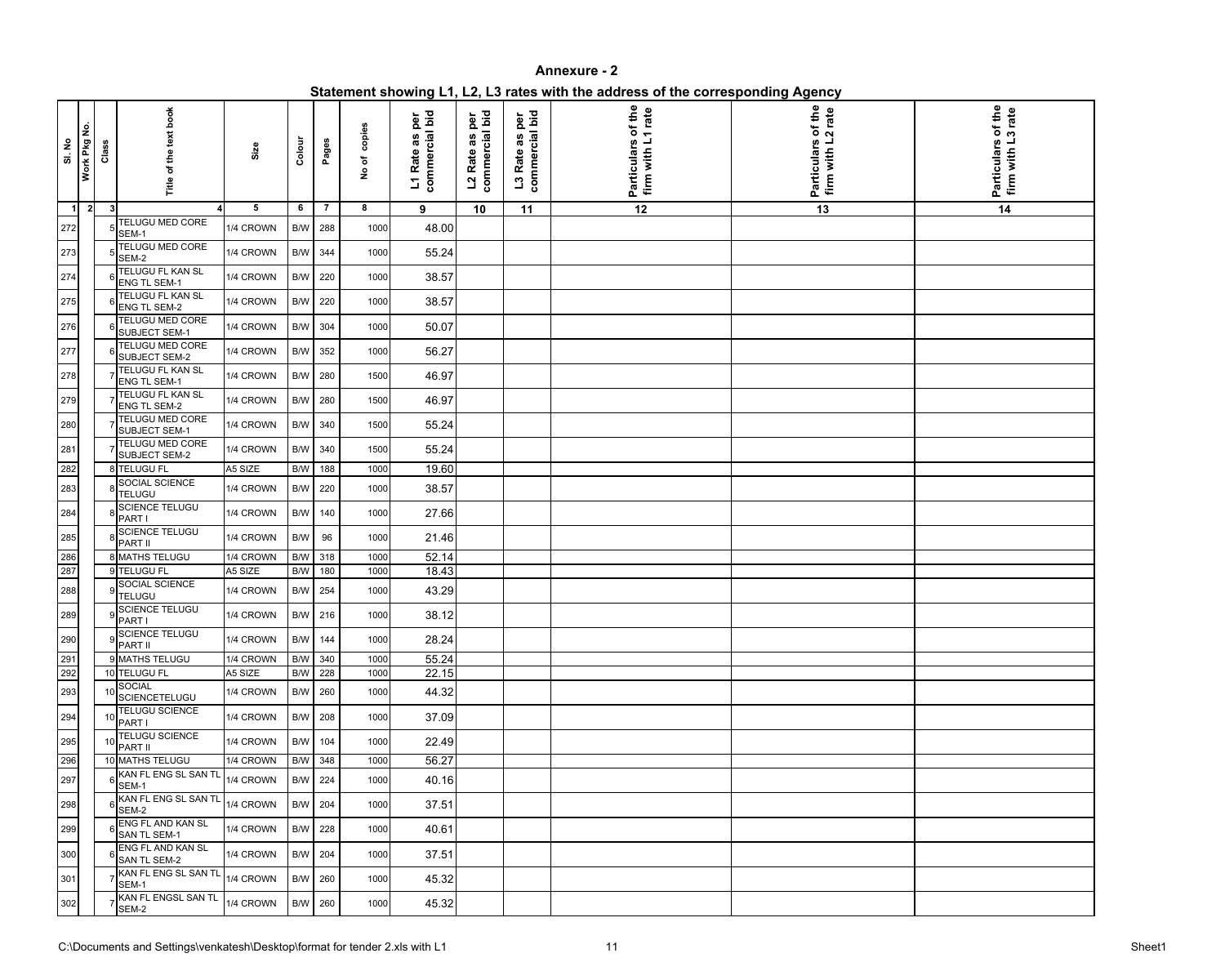# Annexure - 2

## Statement showing L1, L2, L3 rates with the address of the corresponding Agency

| Sl. No | Work Pkg No. | Class | Title of the text book | Size | Colour | Pages | No of copies | L1 Rate as per commercial bid | L2 Rate as per commercial bid | L3 Rate as per commercial bid | Particulars of the firm with L1 rate | Particulars of the firm with L2 rate | Particulars of the firm with L3 rate |
|---|---|---|---|---|---|---|---|---|---|---|---|---|---|
| 1 | 2 | 3 | 4 | 5 | 6 | 7 | 8 | 9 | 10 | 11 | 12 | 13 | 14 |
| 272 | | 5 | TELUGU MED CORE SEM-1 | 1/4 CROWN | B/W | 288 | 1000 | 48.00 | | | | | |
| 273 | | 5 | TELUGU MED CORE SEM-2 | 1/4 CROWN | B/W | 344 | 1000 | 55.24 | | | | | |
| 274 | | 6 | TELUGU FL KAN SL ENG TL SEM-1 | 1/4 CROWN | B/W | 220 | 1000 | 38.57 | | | | | |
| 275 | | 6 | TELUGU FL KAN SL ENG TL SEM-2 | 1/4 CROWN | B/W | 220 | 1000 | 38.57 | | | | | |
| 276 | | 6 | TELUGU MED CORE SUBJECT SEM-1 | 1/4 CROWN | B/W | 304 | 1000 | 50.07 | | | | | |
| 277 | | 6 | TELUGU MED CORE SUBJECT SEM-2 | 1/4 CROWN | B/W | 352 | 1000 | 56.27 | | | | | |
| 278 | | 7 | TELUGU FL KAN SL ENG TL SEM-1 | 1/4 CROWN | B/W | 280 | 1500 | 46.97 | | | | | |
| 279 | | 7 | TELUGU FL KAN SL ENG TL SEM-2 | 1/4 CROWN | B/W | 280 | 1500 | 46.97 | | | | | |
| 280 | | 7 | TELUGU MED CORE SUBJECT SEM-1 | 1/4 CROWN | B/W | 340 | 1500 | 55.24 | | | | | |
| 281 | | 7 | TELUGU MED CORE SUBJECT SEM-2 | 1/4 CROWN | B/W | 340 | 1500 | 55.24 | | | | | |
| 282 | | 8 | TELUGU FL | A5 SIZE | B/W | 188 | 1000 | 19.60 | | | | | |
| 283 | | 8 | SOCIAL SCIENCE TELUGU | 1/4 CROWN | B/W | 220 | 1000 | 38.57 | | | | | |
| 284 | | 8 | SCIENCE TELUGU PART I | 1/4 CROWN | B/W | 140 | 1000 | 27.66 | | | | | |
| 285 | | 8 | SCIENCE TELUGU PART II | 1/4 CROWN | B/W | 96 | 1000 | 21.46 | | | | | |
| 286 | | 8 | MATHS TELUGU | 1/4 CROWN | B/W | 318 | 1000 | 52.14 | | | | | |
| 287 | | 9 | TELUGU FL | A5 SIZE | B/W | 180 | 1000 | 18.43 | | | | | |
| 288 | | 9 | SOCIAL SCIENCE TELUGU | 1/4 CROWN | B/W | 254 | 1000 | 43.29 | | | | | |
| 289 | | 9 | SCIENCE TELUGU PART I | 1/4 CROWN | B/W | 216 | 1000 | 38.12 | | | | | |
| 290 | | 9 | SCIENCE TELUGU PART II | 1/4 CROWN | B/W | 144 | 1000 | 28.24 | | | | | |
| 291 | | 9 | MATHS TELUGU | 1/4 CROWN | B/W | 340 | 1000 | 55.24 | | | | | |
| 292 | | 10 | TELUGU FL | A5 SIZE | B/W | 228 | 1000 | 22.15 | | | | | |
| 293 | | 10 | SOCIAL SCIENCETELUGU | 1/4 CROWN | B/W | 260 | 1000 | 44.32 | | | | | |
| 294 | | 10 | TELUGU SCIENCE PART I | 1/4 CROWN | B/W | 208 | 1000 | 37.09 | | | | | |
| 295 | | 10 | TELUGU SCIENCE PART II | 1/4 CROWN | B/W | 104 | 1000 | 22.49 | | | | | |
| 296 | | 10 | MATHS TELUGU | 1/4 CROWN | B/W | 348 | 1000 | 56.27 | | | | | |
| 297 | | 6 | KAN FL ENG SL SAN TL SEM-1 | 1/4 CROWN | B/W | 224 | 1000 | 40.16 | | | | | |
| 298 | | 6 | KAN FL ENG SL SAN TL SEM-2 | 1/4 CROWN | B/W | 204 | 1000 | 37.51 | | | | | |
| 299 | | 6 | ENG FL AND KAN SL SAN TL SEM-1 | 1/4 CROWN | B/W | 228 | 1000 | 40.61 | | | | | |
| 300 | | 6 | ENG FL AND KAN SL SAN TL SEM-2 | 1/4 CROWN | B/W | 204 | 1000 | 37.51 | | | | | |
| 301 | | 7 | KAN FL ENG SL SAN TL SEM-1 | 1/4 CROWN | B/W | 260 | 1000 | 45.32 | | | | | |
| 302 | | 7 | KAN FL ENGSL SAN TL SEM-2 | 1/4 CROWN | B/W | 260 | 1000 | 45.32 | | | | | |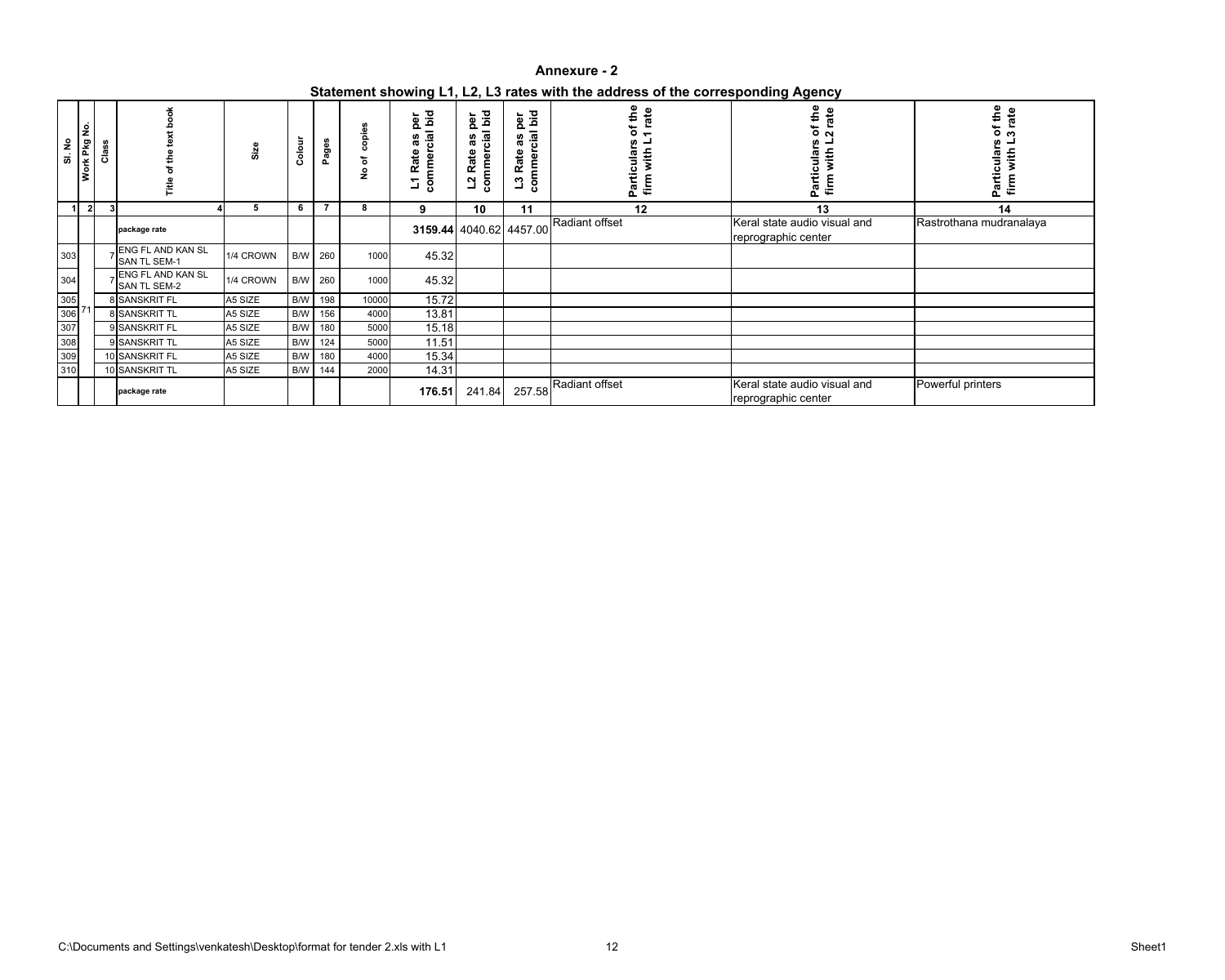# Annexure - 2

## Statement showing L1, L2, L3 rates with the address of the corresponding Agency

| Sl. No | Work Pkg No. | Class | Title of the text book | Size | Colour | Pages | No of copies | L1 Rate as per commercial bid | L2 Rate as per commercial bid | L3 Rate as per commercial bid | Particulars of the firm with L1 rate | Particulars of the firm with L2 rate | Particulars of the firm with L3 rate |
|---|---|---|---|---|---|---|---|---|---|---|---|---|---|
| 1 | 2 | 3 | 4 | 5 | 6 | 7 | 8 | 9 | 10 | 11 | 12 | 13 | 14 |
| | | | package rate | | | | | **3159.44** | 4040.62 | 4457.00 | Radiant offset | Keral state audio visual and reprographic center | Rastrothana mudranalaya |
| 303 | 71 | 7 | ENG FL AND KAN SL SAN TL SEM-1 | 1/4 CROWN | B/W | 260 | 1000 | 45.32 | | | | | |
| 304 | | 7 | ENG FL AND KAN SL SAN TL SEM-2 | 1/4 CROWN | B/W | 260 | 1000 | 45.32 | | | | | |
| 305 | | 8 | SANSKRIT FL | A5 SIZE | B/W | 198 | 10000 | 15.72 | | | | | |
| 306 | | 8 | SANSKRIT TL | A5 SIZE | B/W | 156 | 4000 | 13.81 | | | | | |
| 307 | | 9 | SANSKRIT FL | A5 SIZE | B/W | 180 | 5000 | 15.18 | | | | | |
| 308 | | 9 | SANSKRIT TL | A5 SIZE | B/W | 124 | 5000 | 11.51 | | | | | |
| 309 | | 10 | SANSKRIT FL | A5 SIZE | B/W | 180 | 4000 | 15.34 | | | | | |
| 310 | | 10 | SANSKRIT TL | A5 SIZE | B/W | 144 | 2000 | 14.31 | | | | | |
| | | | package rate | | | | | **176.51** | 241.84 | 257.58 | Radiant offset | Keral state audio visual and reprographic center | Powerful printers |

C:\Documents and Settings\venkatesh\Desktop\format for tender 2.xls with L1